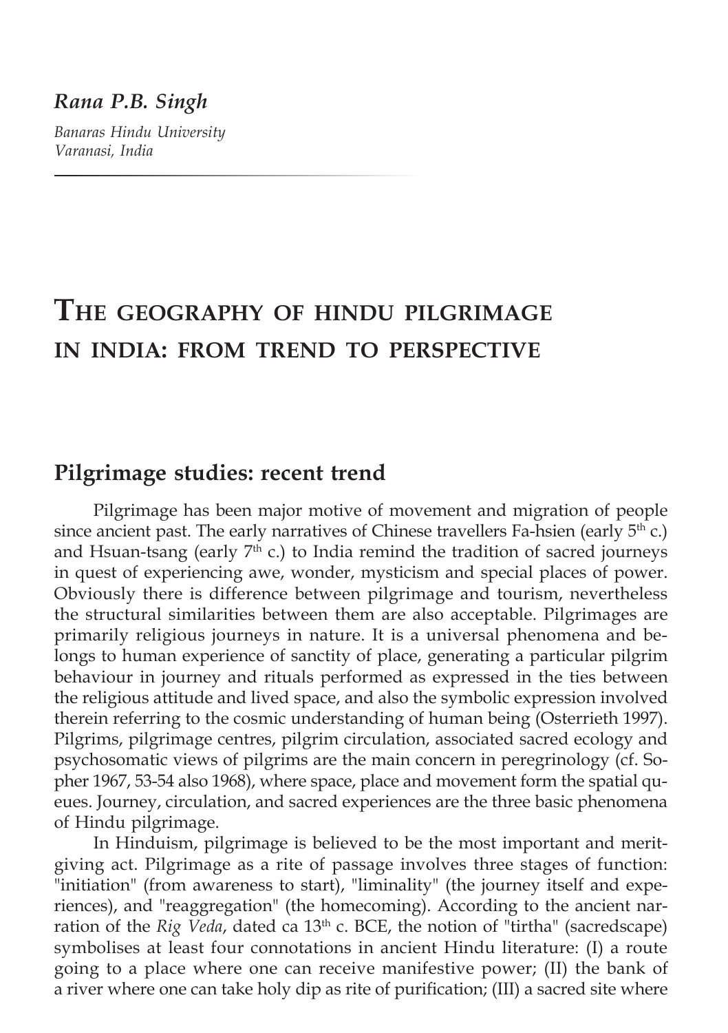***Rana P.B. Singh***

*Banaras Hindu University*
*Varanasi, India*

# The geography of hindu pilgrimage in india: from trend to perspective

## Pilgrimage studies: recent trend

Pilgrimage has been major motive of movement and migration of people since ancient past. The early narratives of Chinese travellers Fa-hsien (early 5th c.) and Hsuan-tsang (early 7th c.) to India remind the tradition of sacred journeys in quest of experiencing awe, wonder, mysticism and special places of power. Obviously there is difference between pilgrimage and tourism, nevertheless the structural similarities between them are also acceptable. Pilgrimages are primarily religious journeys in nature. It is a universal phenomena and belongs to human experience of sanctity of place, generating a particular pilgrim behaviour in journey and rituals performed as expressed in the ties between the religious attitude and lived space, and also the symbolic expression involved therein referring to the cosmic understanding of human being (Osterrieth 1997). Pilgrims, pilgrimage centres, pilgrim circulation, associated sacred ecology and psychosomatic views of pilgrims are the main concern in peregrinology (cf. Sopher 1967, 53-54 also 1968), where space, place and movement form the spatial queues. Journey, circulation, and sacred experiences are the three basic phenomena of Hindu pilgrimage.

In Hinduism, pilgrimage is believed to be the most important and merit-giving act. Pilgrimage as a rite of passage involves three stages of function: "initiation" (from awareness to start), "liminality" (the journey itself and experiences), and "reaggregation" (the homecoming). According to the ancient narration of the *Rig Veda*, dated ca 13th c. BCE, the notion of "tirtha" (sacredscape) symbolises at least four connotations in ancient Hindu literature: (I) a route going to a place where one can receive manifestive power; (II) the bank of a river where one can take holy dip as rite of purification; (III) a sacred site where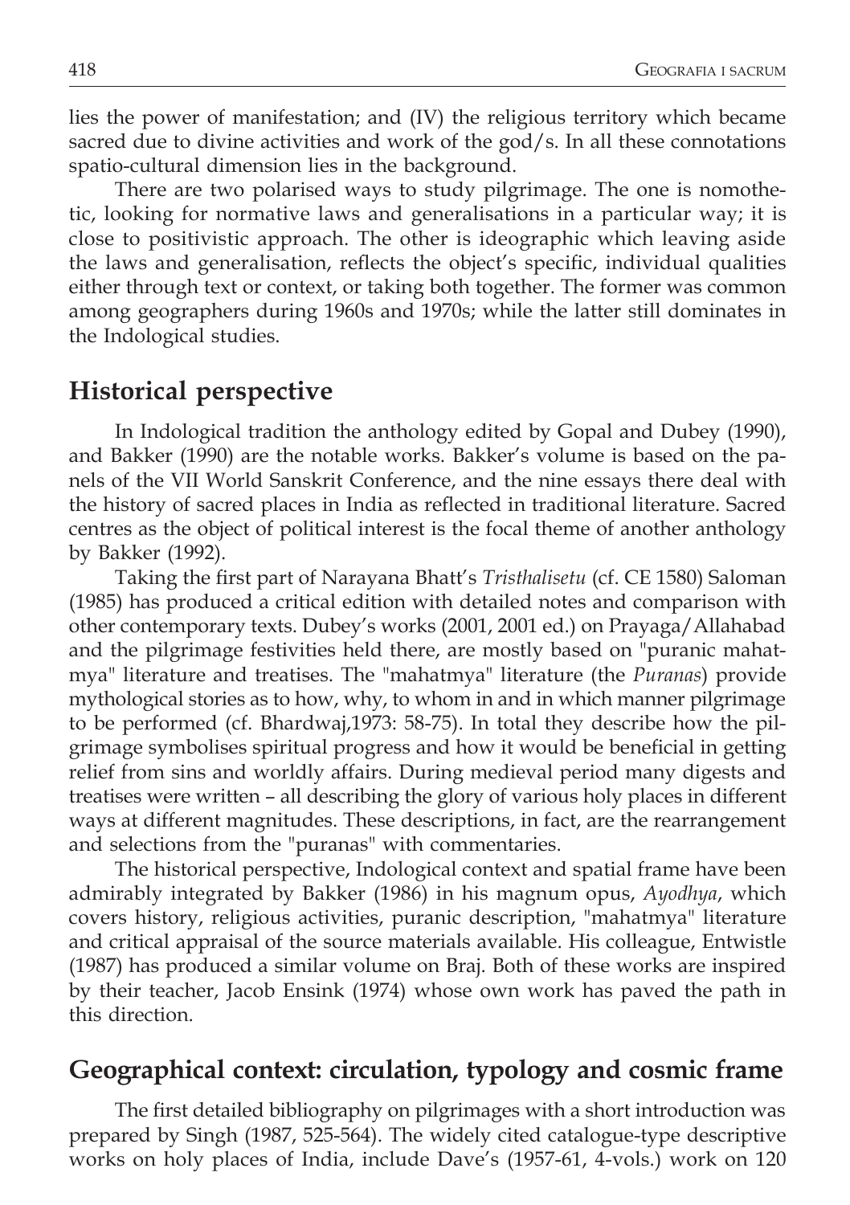lies the power of manifestation; and (IV) the religious territory which became sacred due to divine activities and work of the god/s. In all these connotations spatio-cultural dimension lies in the background.

There are two polarised ways to study pilgrimage. The one is nomothetic, looking for normative laws and generalisations in a particular way; it is close to positivistic approach. The other is ideographic which leaving aside the laws and generalisation, reflects the object's specific, individual qualities either through text or context, or taking both together. The former was common among geographers during 1960s and 1970s; while the latter still dominates in the Indological studies.

## Historical perspective

In Indological tradition the anthology edited by Gopal and Dubey (1990), and Bakker (1990) are the notable works. Bakker's volume is based on the panels of the VII World Sanskrit Conference, and the nine essays there deal with the history of sacred places in India as reflected in traditional literature. Sacred centres as the object of political interest is the focal theme of another anthology by Bakker (1992).

Taking the first part of Narayana Bhatt's *Tristhalisetu* (cf. CE 1580) Saloman (1985) has produced a critical edition with detailed notes and comparison with other contemporary texts. Dubey's works (2001, 2001 ed.) on Prayaga/Allahabad and the pilgrimage festivities held there, are mostly based on "puranic mahatmya" literature and treatises. The "mahatmya" literature (the *Puranas*) provide mythological stories as to how, why, to whom in and in which manner pilgrimage to be performed (cf. Bhardwaj,1973: 58-75). In total they describe how the pilgrimage symbolises spiritual progress and how it would be beneficial in getting relief from sins and worldly affairs. During medieval period many digests and treatises were written – all describing the glory of various holy places in different ways at different magnitudes. These descriptions, in fact, are the rearrangement and selections from the "puranas" with commentaries.

The historical perspective, Indological context and spatial frame have been admirably integrated by Bakker (1986) in his magnum opus, *Ayodhya*, which covers history, religious activities, puranic description, "mahatmya" literature and critical appraisal of the source materials available. His colleague, Entwistle (1987) has produced a similar volume on Braj. Both of these works are inspired by their teacher, Jacob Ensink (1974) whose own work has paved the path in this direction.

## Geographical context: circulation, typology and cosmic frame

The first detailed bibliography on pilgrimages with a short introduction was prepared by Singh (1987, 525-564). The widely cited catalogue-type descriptive works on holy places of India, include Dave's (1957-61, 4-vols.) work on 120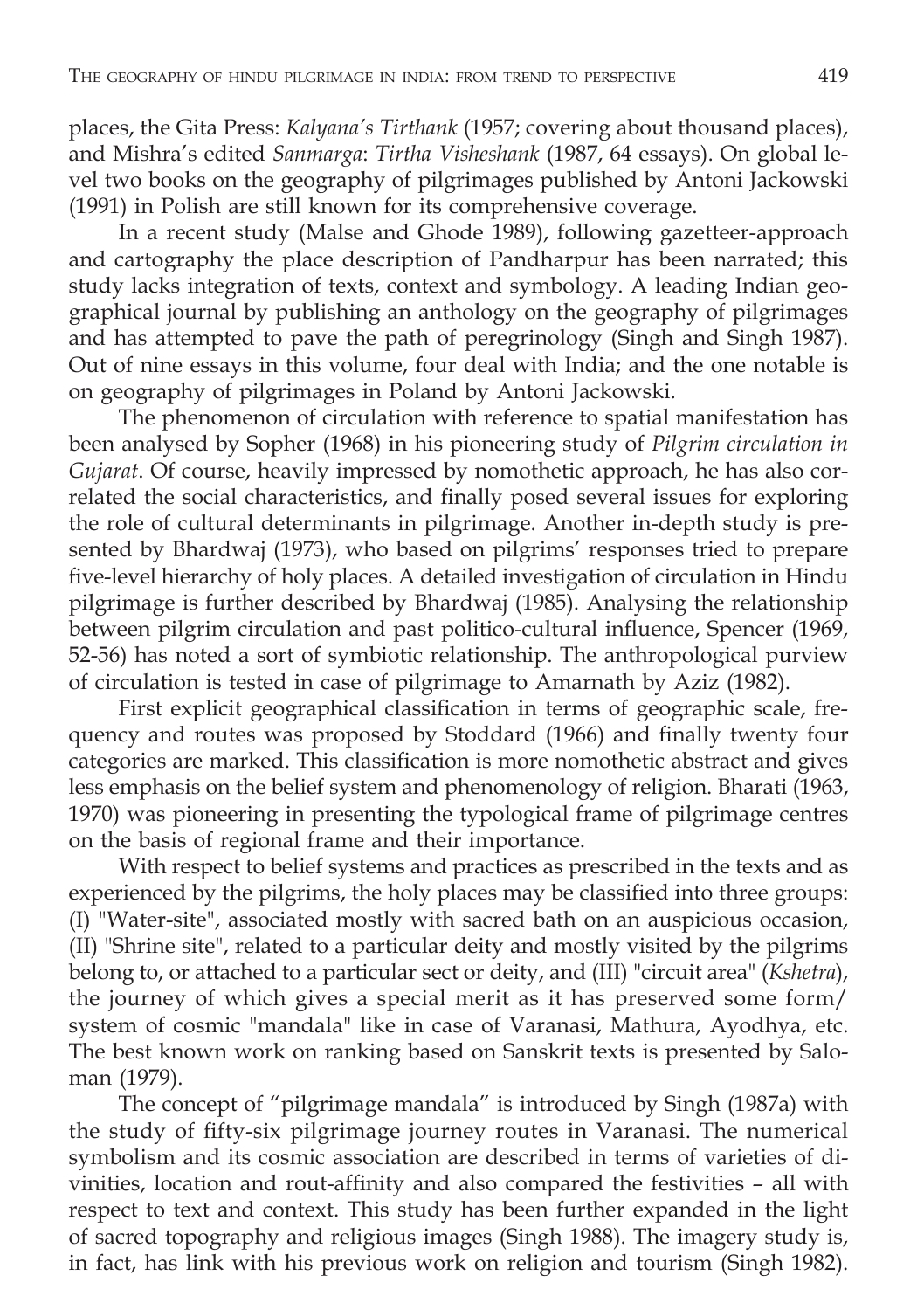places, the Gita Press: *Kalyana's Tirthank* (1957; covering about thousand places), and Mishra's edited *Sanmarga*: *Tirtha Visheshank* (1987, 64 essays). On global level two books on the geography of pilgrimages published by Antoni Jackowski (1991) in Polish are still known for its comprehensive coverage.

In a recent study (Malse and Ghode 1989), following gazetteer-approach and cartography the place description of Pandharpur has been narrated; this study lacks integration of texts, context and symbology. A leading Indian geographical journal by publishing an anthology on the geography of pilgrimages and has attempted to pave the path of peregrinology (Singh and Singh 1987). Out of nine essays in this volume, four deal with India; and the one notable is on geography of pilgrimages in Poland by Antoni Jackowski.

The phenomenon of circulation with reference to spatial manifestation has been analysed by Sopher (1968) in his pioneering study of *Pilgrim circulation in Gujarat*. Of course, heavily impressed by nomothetic approach, he has also correlated the social characteristics, and finally posed several issues for exploring the role of cultural determinants in pilgrimage. Another in-depth study is presented by Bhardwaj (1973), who based on pilgrims' responses tried to prepare five-level hierarchy of holy places. A detailed investigation of circulation in Hindu pilgrimage is further described by Bhardwaj (1985). Analysing the relationship between pilgrim circulation and past politico-cultural influence, Spencer (1969, 52-56) has noted a sort of symbiotic relationship. The anthropological purview of circulation is tested in case of pilgrimage to Amarnath by Aziz (1982).

First explicit geographical classification in terms of geographic scale, frequency and routes was proposed by Stoddard (1966) and finally twenty four categories are marked. This classification is more nomothetic abstract and gives less emphasis on the belief system and phenomenology of religion. Bharati (1963, 1970) was pioneering in presenting the typological frame of pilgrimage centres on the basis of regional frame and their importance.

With respect to belief systems and practices as prescribed in the texts and as experienced by the pilgrims, the holy places may be classified into three groups: (I) "Water-site", associated mostly with sacred bath on an auspicious occasion, (II) "Shrine site", related to a particular deity and mostly visited by the pilgrims belong to, or attached to a particular sect or deity, and (III) "circuit area" (*Kshetra*), the journey of which gives a special merit as it has preserved some form/ system of cosmic "mandala" like in case of Varanasi, Mathura, Ayodhya, etc. The best known work on ranking based on Sanskrit texts is presented by Saloman (1979).

The concept of "pilgrimage mandala" is introduced by Singh (1987a) with the study of fifty-six pilgrimage journey routes in Varanasi. The numerical symbolism and its cosmic association are described in terms of varieties of divinities, location and rout-affinity and also compared the festivities – all with respect to text and context. This study has been further expanded in the light of sacred topography and religious images (Singh 1988). The imagery study is, in fact, has link with his previous work on religion and tourism (Singh 1982).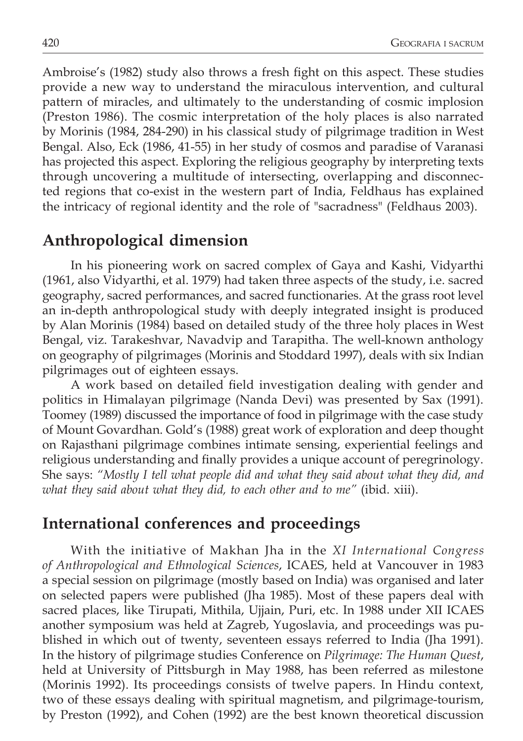Ambroise's (1982) study also throws a fresh fight on this aspect. These studies provide a new way to understand the miraculous intervention, and cultural pattern of miracles, and ultimately to the understanding of cosmic implosion (Preston 1986). The cosmic interpretation of the holy places is also narrated by Morinis (1984, 284-290) in his classical study of pilgrimage tradition in West Bengal. Also, Eck (1986, 41-55) in her study of cosmos and paradise of Varanasi has projected this aspect. Exploring the religious geography by interpreting texts through uncovering a multitude of intersecting, overlapping and disconnected regions that co-exist in the western part of India, Feldhaus has explained the intricacy of regional identity and the role of "sacradness" (Feldhaus 2003).

## Anthropological dimension

In his pioneering work on sacred complex of Gaya and Kashi, Vidyarthi (1961, also Vidyarthi, et al. 1979) had taken three aspects of the study, i.e. sacred geography, sacred performances, and sacred functionaries. At the grass root level an in-depth anthropological study with deeply integrated insight is produced by Alan Morinis (1984) based on detailed study of the three holy places in West Bengal, viz. Tarakeshvar, Navadvip and Tarapitha. The well-known anthology on geography of pilgrimages (Morinis and Stoddard 1997), deals with six Indian pilgrimages out of eighteen essays.

A work based on detailed field investigation dealing with gender and politics in Himalayan pilgrimage (Nanda Devi) was presented by Sax (1991). Toomey (1989) discussed the importance of food in pilgrimage with the case study of Mount Govardhan. Gold's (1988) great work of exploration and deep thought on Rajasthani pilgrimage combines intimate sensing, experiential feelings and religious understanding and finally provides a unique account of peregrinology. She says: *"Mostly I tell what people did and what they said about what they did, and what they said about what they did, to each other and to me"* (ibid. xiii).

## International conferences and proceedings

With the initiative of Makhan Jha in the *XI International Congress of Anthropological and Ethnological Sciences*, ICAES, held at Vancouver in 1983 a special session on pilgrimage (mostly based on India) was organised and later on selected papers were published (Jha 1985). Most of these papers deal with sacred places, like Tirupati, Mithila, Ujjain, Puri, etc. In 1988 under XII ICAES another symposium was held at Zagreb, Yugoslavia, and proceedings was published in which out of twenty, seventeen essays referred to India (Jha 1991). In the history of pilgrimage studies Conference on *Pilgrimage: The Human Quest*, held at University of Pittsburgh in May 1988, has been referred as milestone (Morinis 1992). Its proceedings consists of twelve papers. In Hindu context, two of these essays dealing with spiritual magnetism, and pilgrimage-tourism, by Preston (1992), and Cohen (1992) are the best known theoretical discussion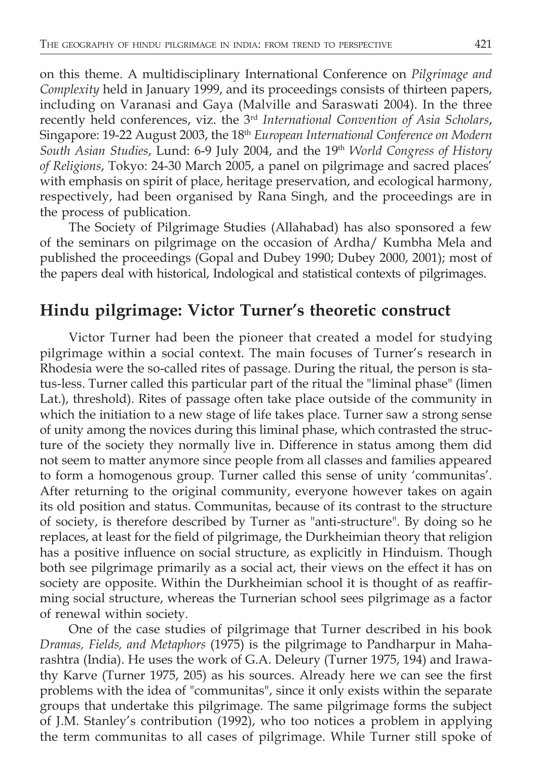on this theme. A multidisciplinary International Conference on *Pilgrimage and Complexity* held in January 1999, and its proceedings consists of thirteen papers, including on Varanasi and Gaya (Malville and Saraswati 2004). In the three recently held conferences, viz. the 3rd *International Convention of Asia Scholars*, Singapore: 19-22 August 2003, the 18th *European International Conference on Modern South Asian Studies*, Lund: 6-9 July 2004, and the 19th *World Congress of History of Religions*, Tokyo: 24-30 March 2005, a panel on pilgrimage and sacred places' with emphasis on spirit of place, heritage preservation, and ecological harmony, respectively, had been organised by Rana Singh, and the proceedings are in the process of publication.

The Society of Pilgrimage Studies (Allahabad) has also sponsored a few of the seminars on pilgrimage on the occasion of Ardha/ Kumbha Mela and published the proceedings (Gopal and Dubey 1990; Dubey 2000, 2001); most of the papers deal with historical, Indological and statistical contexts of pilgrimages.

## Hindu pilgrimage: Victor Turner's theoretic construct

Victor Turner had been the pioneer that created a model for studying pilgrimage within a social context. The main focuses of Turner's research in Rhodesia were the so-called rites of passage. During the ritual, the person is status-less. Turner called this particular part of the ritual the "liminal phase" (limen Lat.), threshold). Rites of passage often take place outside of the community in which the initiation to a new stage of life takes place. Turner saw a strong sense of unity among the novices during this liminal phase, which contrasted the structure of the society they normally live in. Difference in status among them did not seem to matter anymore since people from all classes and families appeared to form a homogenous group. Turner called this sense of unity 'communitas'. After returning to the original community, everyone however takes on again its old position and status. Communitas, because of its contrast to the structure of society, is therefore described by Turner as "anti-structure". By doing so he replaces, at least for the field of pilgrimage, the Durkheimian theory that religion has a positive influence on social structure, as explicitly in Hinduism. Though both see pilgrimage primarily as a social act, their views on the effect it has on society are opposite. Within the Durkheimian school it is thought of as reaffirming social structure, whereas the Turnerian school sees pilgrimage as a factor of renewal within society.

One of the case studies of pilgrimage that Turner described in his book *Dramas, Fields, and Metaphors* (1975) is the pilgrimage to Pandharpur in Maharashtra (India). He uses the work of G.A. Deleury (Turner 1975, 194) and Irawathy Karve (Turner 1975, 205) as his sources. Already here we can see the first problems with the idea of "communitas", since it only exists within the separate groups that undertake this pilgrimage. The same pilgrimage forms the subject of J.M. Stanley's contribution (1992), who too notices a problem in applying the term communitas to all cases of pilgrimage. While Turner still spoke of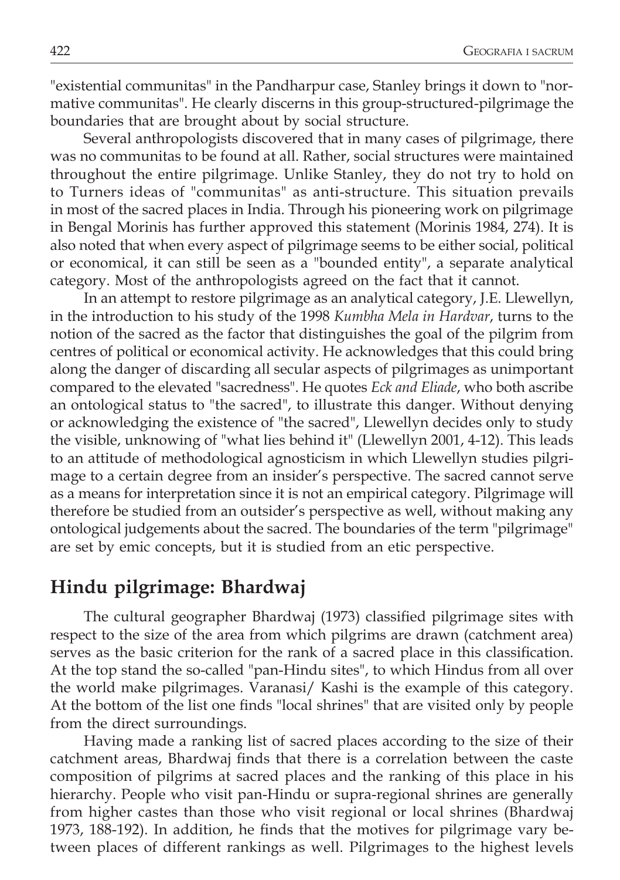"existential communitas" in the Pandharpur case, Stanley brings it down to "normative communitas". He clearly discerns in this group-structured-pilgrimage the boundaries that are brought about by social structure.

Several anthropologists discovered that in many cases of pilgrimage, there was no communitas to be found at all. Rather, social structures were maintained throughout the entire pilgrimage. Unlike Stanley, they do not try to hold on to Turners ideas of "communitas" as anti-structure. This situation prevails in most of the sacred places in India. Through his pioneering work on pilgrimage in Bengal Morinis has further approved this statement (Morinis 1984, 274). It is also noted that when every aspect of pilgrimage seems to be either social, political or economical, it can still be seen as a "bounded entity", a separate analytical category. Most of the anthropologists agreed on the fact that it cannot.

In an attempt to restore pilgrimage as an analytical category, J.E. Llewellyn, in the introduction to his study of the 1998 *Kumbha Mela in Hardvar*, turns to the notion of the sacred as the factor that distinguishes the goal of the pilgrim from centres of political or economical activity. He acknowledges that this could bring along the danger of discarding all secular aspects of pilgrimages as unimportant compared to the elevated "sacredness". He quotes *Eck and Eliade*, who both ascribe an ontological status to "the sacred", to illustrate this danger. Without denying or acknowledging the existence of "the sacred", Llewellyn decides only to study the visible, unknowing of "what lies behind it" (Llewellyn 2001, 4-12). This leads to an attitude of methodological agnosticism in which Llewellyn studies pilgrimage to a certain degree from an insider's perspective. The sacred cannot serve as a means for interpretation since it is not an empirical category. Pilgrimage will therefore be studied from an outsider's perspective as well, without making any ontological judgements about the sacred. The boundaries of the term "pilgrimage" are set by emic concepts, but it is studied from an etic perspective.

## Hindu pilgrimage: Bhardwaj

The cultural geographer Bhardwaj (1973) classified pilgrimage sites with respect to the size of the area from which pilgrims are drawn (catchment area) serves as the basic criterion for the rank of a sacred place in this classification. At the top stand the so-called "pan-Hindu sites", to which Hindus from all over the world make pilgrimages. Varanasi/ Kashi is the example of this category. At the bottom of the list one finds "local shrines" that are visited only by people from the direct surroundings.

Having made a ranking list of sacred places according to the size of their catchment areas, Bhardwaj finds that there is a correlation between the caste composition of pilgrims at sacred places and the ranking of this place in his hierarchy. People who visit pan-Hindu or supra-regional shrines are generally from higher castes than those who visit regional or local shrines (Bhardwaj 1973, 188-192). In addition, he finds that the motives for pilgrimage vary between places of different rankings as well. Pilgrimages to the highest levels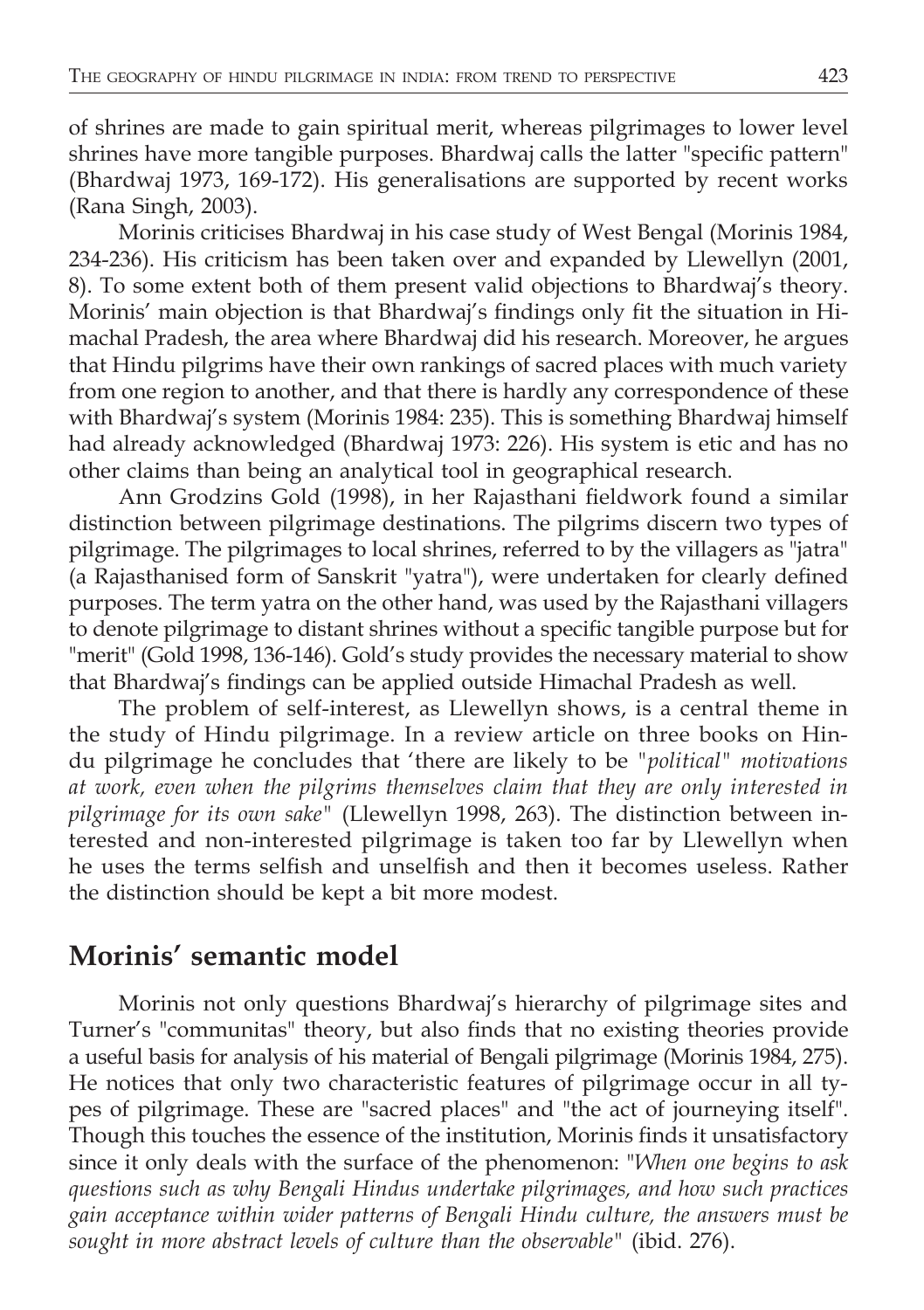of shrines are made to gain spiritual merit, whereas pilgrimages to lower level shrines have more tangible purposes. Bhardwaj calls the latter "specific pattern" (Bhardwaj 1973, 169-172). His generalisations are supported by recent works (Rana Singh, 2003).

Morinis criticises Bhardwaj in his case study of West Bengal (Morinis 1984, 234-236). His criticism has been taken over and expanded by Llewellyn (2001, 8). To some extent both of them present valid objections to Bhardwaj's theory. Morinis' main objection is that Bhardwaj's findings only fit the situation in Himachal Pradesh, the area where Bhardwaj did his research. Moreover, he argues that Hindu pilgrims have their own rankings of sacred places with much variety from one region to another, and that there is hardly any correspondence of these with Bhardwaj's system (Morinis 1984: 235). This is something Bhardwaj himself had already acknowledged (Bhardwaj 1973: 226). His system is etic and has no other claims than being an analytical tool in geographical research.

Ann Grodzins Gold (1998), in her Rajasthani fieldwork found a similar distinction between pilgrimage destinations. The pilgrims discern two types of pilgrimage. The pilgrimages to local shrines, referred to by the villagers as "jatra" (a Rajasthanised form of Sanskrit "yatra"), were undertaken for clearly defined purposes. The term yatra on the other hand, was used by the Rajasthani villagers to denote pilgrimage to distant shrines without a specific tangible purpose but for "merit" (Gold 1998, 136-146). Gold's study provides the necessary material to show that Bhardwaj's findings can be applied outside Himachal Pradesh as well.

The problem of self-interest, as Llewellyn shows, is a central theme in the study of Hindu pilgrimage. In a review article on three books on Hindu pilgrimage he concludes that '*there are likely to be "political" motivations at work, even when the pilgrims themselves claim that they are only interested in pilgrimage for its own sake*" (Llewellyn 1998, 263). The distinction between interested and non-interested pilgrimage is taken too far by Llewellyn when he uses the terms selfish and unselfish and then it becomes useless. Rather the distinction should be kept a bit more modest.

## Morinis' semantic model

Morinis not only questions Bhardwaj's hierarchy of pilgrimage sites and Turner's "communitas" theory, but also finds that no existing theories provide a useful basis for analysis of his material of Bengali pilgrimage (Morinis 1984, 275). He notices that only two characteristic features of pilgrimage occur in all types of pilgrimage. These are "sacred places" and "the act of journeying itself". Though this touches the essence of the institution, Morinis finds it unsatisfactory since it only deals with the surface of the phenomenon: "*When one begins to ask questions such as why Bengali Hindus undertake pilgrimages, and how such practices gain acceptance within wider patterns of Bengali Hindu culture, the answers must be sought in more abstract levels of culture than the observable*" (ibid. 276).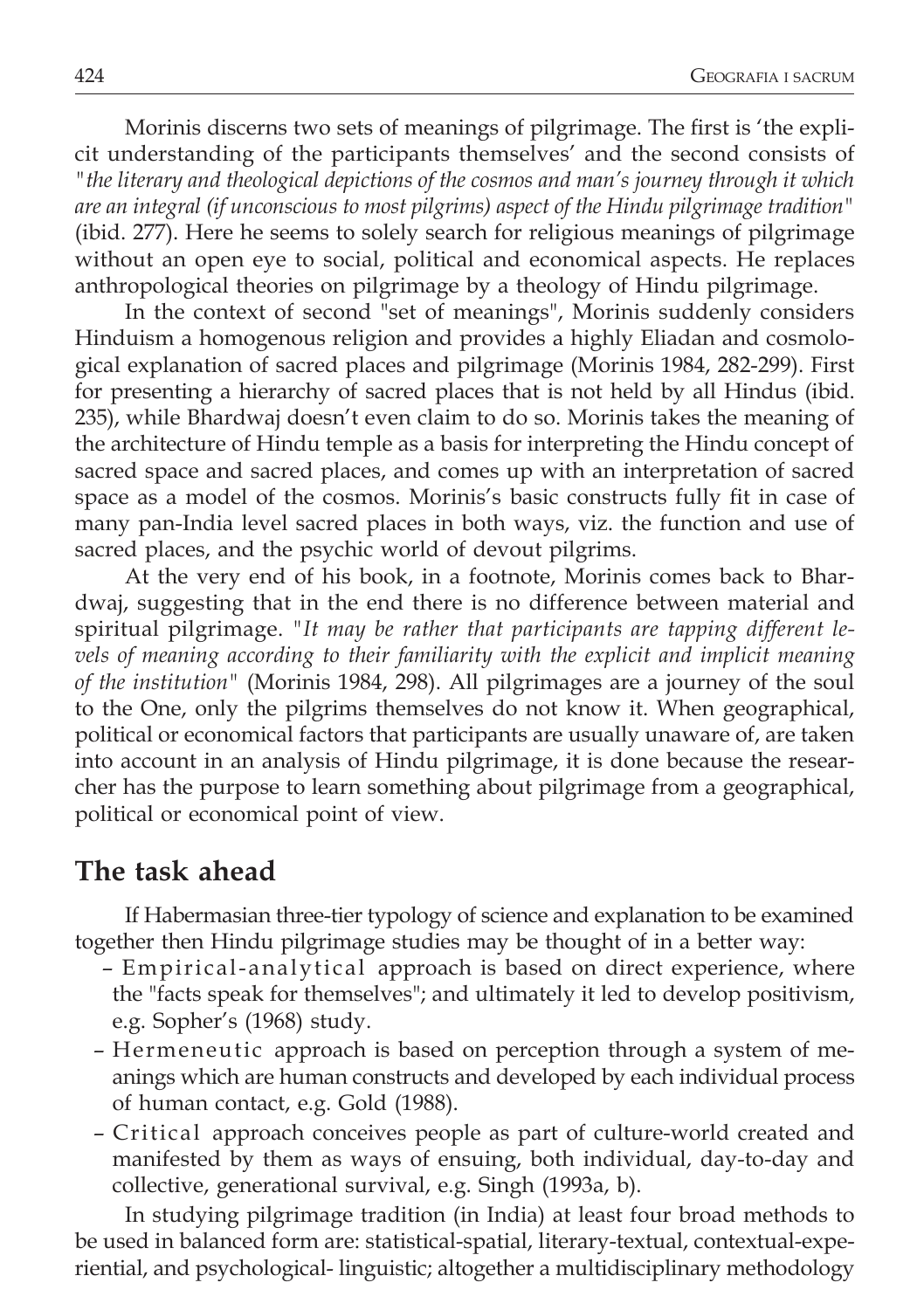Morinis discerns two sets of meanings of pilgrimage. The first is 'the explicit understanding of the participants themselves' and the second consists of *"the literary and theological depictions of the cosmos and man's journey through it which are an integral (if unconscious to most pilgrims) aspect of the Hindu pilgrimage tradition"* (ibid. 277). Here he seems to solely search for religious meanings of pilgrimage without an open eye to social, political and economical aspects. He replaces anthropological theories on pilgrimage by a theology of Hindu pilgrimage.

In the context of second "set of meanings", Morinis suddenly considers Hinduism a homogenous religion and provides a highly Eliadan and cosmological explanation of sacred places and pilgrimage (Morinis 1984, 282-299). First for presenting a hierarchy of sacred places that is not held by all Hindus (ibid. 235), while Bhardwaj doesn't even claim to do so. Morinis takes the meaning of the architecture of Hindu temple as a basis for interpreting the Hindu concept of sacred space and sacred places, and comes up with an interpretation of sacred space as a model of the cosmos. Morinis's basic constructs fully fit in case of many pan-India level sacred places in both ways, viz. the function and use of sacred places, and the psychic world of devout pilgrims.

At the very end of his book, in a footnote, Morinis comes back to Bhardwaj, suggesting that in the end there is no difference between material and spiritual pilgrimage. *"It may be rather that participants are tapping different levels of meaning according to their familiarity with the explicit and implicit meaning of the institution"* (Morinis 1984, 298). All pilgrimages are a journey of the soul to the One, only the pilgrims themselves do not know it. When geographical, political or economical factors that participants are usually unaware of, are taken into account in an analysis of Hindu pilgrimage, it is done because the researcher has the purpose to learn something about pilgrimage from a geographical, political or economical point of view.

## The task ahead

If Habermasian three-tier typology of science and explanation to be examined together then Hindu pilgrimage studies may be thought of in a better way:

- Empirical-analytical approach is based on direct experience, where the "facts speak for themselves"; and ultimately it led to develop positivism, e.g. Sopher's (1968) study.
- Hermeneutic approach is based on perception through a system of meanings which are human constructs and developed by each individual process of human contact, e.g. Gold (1988).
- Critical approach conceives people as part of culture-world created and manifested by them as ways of ensuing, both individual, day-to-day and collective, generational survival, e.g. Singh (1993a, b).

In studying pilgrimage tradition (in India) at least four broad methods to be used in balanced form are: statistical-spatial, literary-textual, contextual-experiential, and psychological- linguistic; altogether a multidisciplinary methodology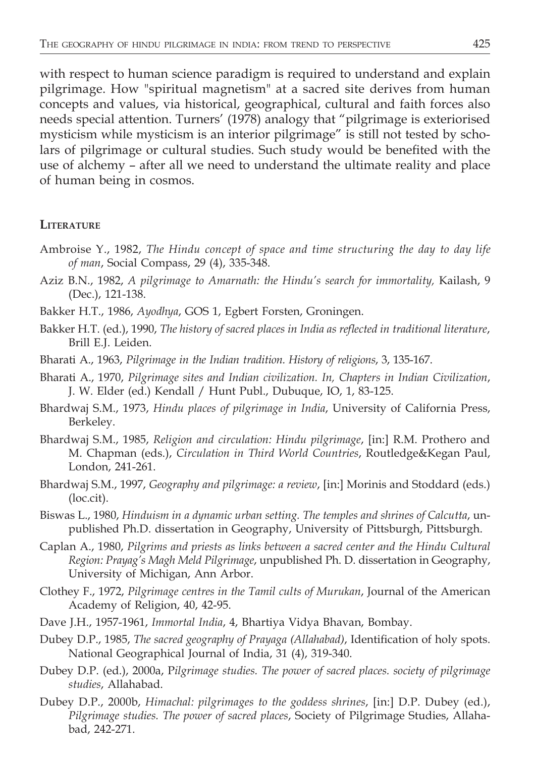with respect to human science paradigm is required to understand and explain pilgrimage. How "spiritual magnetism" at a sacred site derives from human concepts and values, via historical, geographical, cultural and faith forces also needs special attention. Turners' (1978) analogy that "pilgrimage is exteriorised mysticism while mysticism is an interior pilgrimage" is still not tested by scholars of pilgrimage or cultural studies. Such study would be benefited with the use of alchemy – after all we need to understand the ultimate reality and place of human being in cosmos.

## Literature

Ambroise Y., 1982, *The Hindu concept of space and time structuring the day to day life of man*, Social Compass, 29 (4), 335-348.

Aziz B.N., 1982, *A pilgrimage to Amarnath: the Hindu's search for immortality,* Kailash, 9 (Dec.), 121-138.

Bakker H.T., 1986, *Ayodhya*, GOS 1, Egbert Forsten, Groningen.

Bakker H.T. (ed.), 1990, *The history of sacred places in India as reflected in traditional literature*, Brill E.J. Leiden.

Bharati A., 1963, *Pilgrimage in the Indian tradition. History of religions*, 3, 135-167.

Bharati A., 1970, *Pilgrimage sites and Indian civilization. In, Chapters in Indian Civilization*, J. W. Elder (ed.) Kendall / Hunt Publ., Dubuque, IO, 1, 83-125.

Bhardwaj S.M., 1973, *Hindu places of pilgrimage in India*, University of California Press, Berkeley.

Bhardwaj S.M., 1985, *Religion and circulation: Hindu pilgrimage*, [in:] R.M. Prothero and M. Chapman (eds.), *Circulation in Third World Countries*, Routledge&Kegan Paul, London, 241-261.

Bhardwaj S.M., 1997, *Geography and pilgrimage: a review*, [in:] Morinis and Stoddard (eds.) (loc.cit).

Biswas L., 1980, *Hinduism in a dynamic urban setting. The temples and shrines of Calcutta*, unpublished Ph.D. dissertation in Geography, University of Pittsburgh, Pittsburgh.

Caplan A., 1980, *Pilgrims and priests as links between a sacred center and the Hindu Cultural Region: Prayag's Magh Meld Pilgrimage*, unpublished Ph. D. dissertation in Geography, University of Michigan, Ann Arbor.

Clothey F., 1972, *Pilgrimage centres in the Tamil cults of Murukan*, Journal of the American Academy of Religion, 40, 42-95.

Dave J.H., 1957-1961, *Immortal India*, 4, Bhartiya Vidya Bhavan, Bombay.

Dubey D.P., 1985, *The sacred geography of Prayaga (Allahabad)*, Identification of holy spots. National Geographical Journal of India, 31 (4), 319-340.

Dubey D.P. (ed.), 2000a, P*ilgrimage studies. The power of sacred places. society of pilgrimage studies*, Allahabad.

Dubey D.P., 2000b, *Himachal: pilgrimages to the goddess shrines*, [in:] D.P. Dubey (ed.), *Pilgrimage studies. The power of sacred places*, Society of Pilgrimage Studies, Allahabad, 242-271.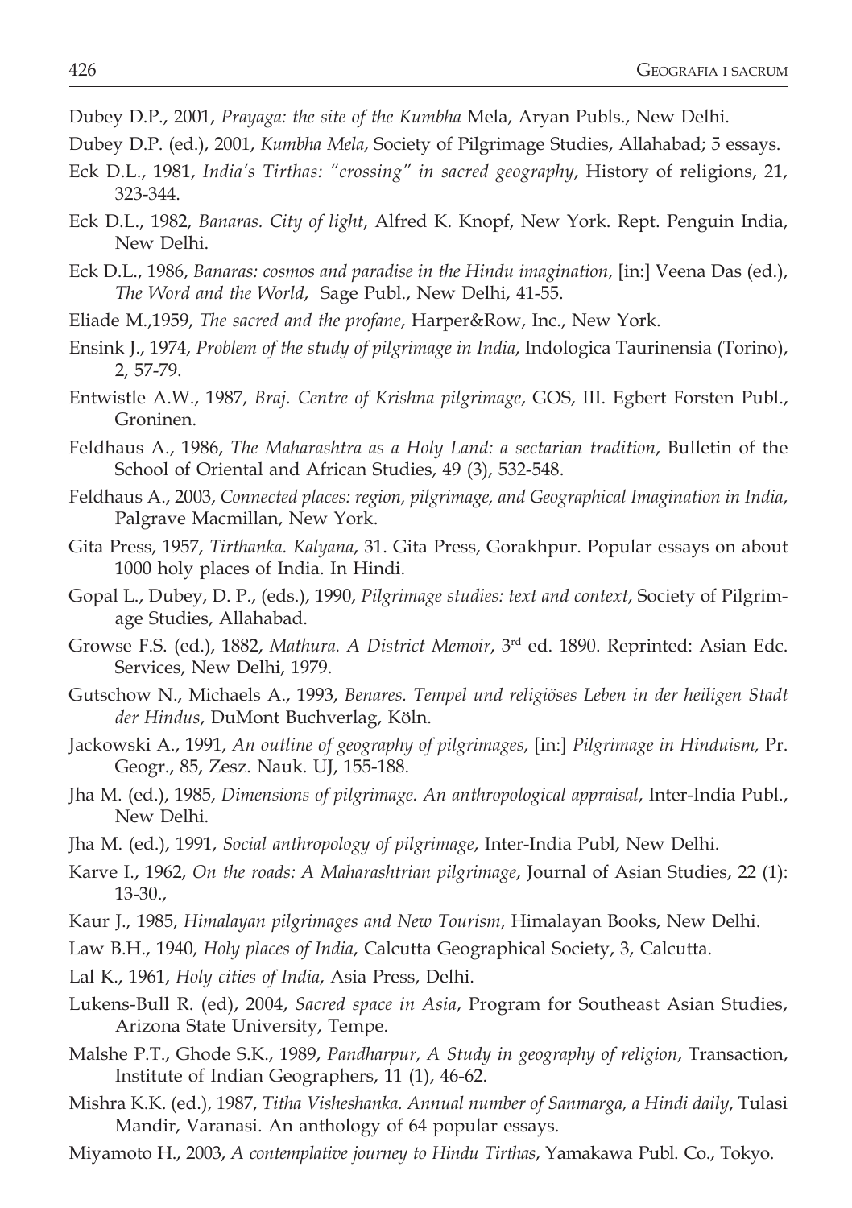Dubey D.P., 2001, *Prayaga: the site of the Kumbha* Mela, Aryan Publs., New Delhi.

Dubey D.P. (ed.), 2001, *Kumbha Mela*, Society of Pilgrimage Studies, Allahabad; 5 essays.

Eck D.L., 1981, *India's Tirthas: "crossing" in sacred geography*, History of religions, 21, 323-344.

Eck D.L., 1982, *Banaras. City of light*, Alfred K. Knopf, New York. Rept. Penguin India, New Delhi.

Eck D.L., 1986, *Banaras: cosmos and paradise in the Hindu imagination*, [in:] Veena Das (ed.), *The Word and the World*, Sage Publ., New Delhi, 41-55.

Eliade M.,1959, *The sacred and the profane*, Harper&Row, Inc., New York.

Ensink J., 1974, *Problem of the study of pilgrimage in India*, Indologica Taurinensia (Torino), 2, 57-79.

Entwistle A.W., 1987, *Braj. Centre of Krishna pilgrimage*, GOS, III. Egbert Forsten Publ., Groninen.

Feldhaus A., 1986, *The Maharashtra as a Holy Land: a sectarian tradition*, Bulletin of the School of Oriental and African Studies, 49 (3), 532-548.

Feldhaus A., 2003, *Connected places: region, pilgrimage, and Geographical Imagination in India*, Palgrave Macmillan, New York.

Gita Press, 1957, *Tirthanka. Kalyana*, 31. Gita Press, Gorakhpur. Popular essays on about 1000 holy places of India. In Hindi.

Gopal L., Dubey, D. P., (eds.), 1990, *Pilgrimage studies: text and context*, Society of Pilgrimage Studies, Allahabad.

Growse F.S. (ed.), 1882, *Mathura. A District Memoir*, 3rd ed. 1890. Reprinted: Asian Edc. Services, New Delhi, 1979.

Gutschow N., Michaels A., 1993, *Benares. Tempel und religiöses Leben in der heiligen Stadt der Hindus*, DuMont Buchverlag, Köln.

Jackowski A., 1991, *An outline of geography of pilgrimages*, [in:] *Pilgrimage in Hinduism,* Pr. Geogr., 85, Zesz. Nauk. UJ, 155-188.

Jha M. (ed.), 1985, *Dimensions of pilgrimage. An anthropological appraisal*, Inter-India Publ., New Delhi.

Jha M. (ed.), 1991, *Social anthropology of pilgrimage*, Inter-India Publ, New Delhi.

Karve I., 1962, *On the roads: A Maharashtrian pilgrimage*, Journal of Asian Studies, 22 (1): 13-30.,

Kaur J., 1985, *Himalayan pilgrimages and New Tourism*, Himalayan Books, New Delhi.

Law B.H., 1940, *Holy places of India*, Calcutta Geographical Society, 3, Calcutta.

Lal K., 1961, *Holy cities of India*, Asia Press, Delhi.

Lukens-Bull R. (ed), 2004, *Sacred space in Asia*, Program for Southeast Asian Studies, Arizona State University, Tempe.

Malshe P.T., Ghode S.K., 1989, *Pandharpur, A Study in geography of religion*, Transaction, Institute of Indian Geographers, 11 (1), 46-62.

Mishra K.K. (ed.), 1987, *Titha Visheshanka. Annual number of Sanmarga, a Hindi daily*, Tulasi Mandir, Varanasi. An anthology of 64 popular essays.

Miyamoto H., 2003, *A contemplative journey to Hindu Tirthas*, Yamakawa Publ. Co., Tokyo.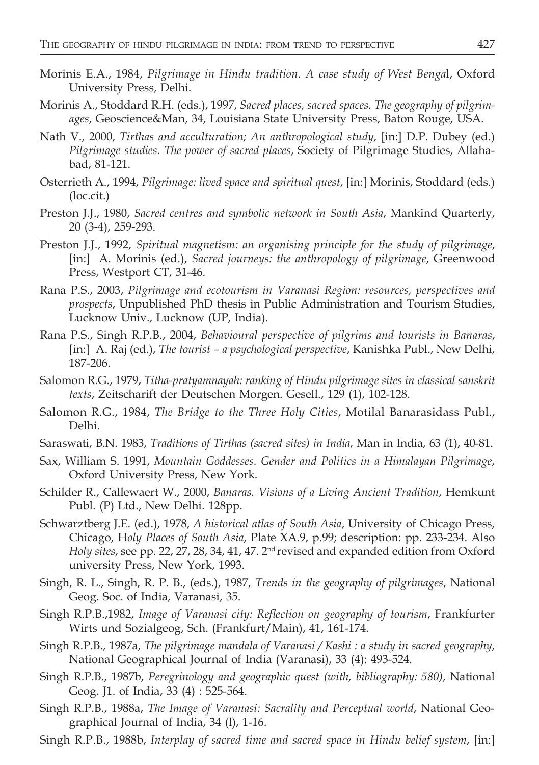Morinis E.A., 1984, *Pilgrimage in Hindu tradition. A case study of West Benga*l, Oxford University Press, Delhi.

Morinis A., Stoddard R.H. (eds.), 1997, *Sacred places, sacred spaces. The geography of pilgrimages*, Geoscience&Man, 34, Louisiana State University Press, Baton Rouge, USA.

Nath V., 2000, *Tirthas and acculturation; An anthropological study*, [in:] D.P. Dubey (ed.) *Pilgrimage studies. The power of sacred places*, Society of Pilgrimage Studies, Allahabad, 81-121.

Osterrieth A., 1994, *Pilgrimage: lived space and spiritual quest*, [in:] Morinis, Stoddard (eds.) (loc.cit.)

Preston J.J., 1980, *Sacred centres and symbolic network in South Asia*, Mankind Quarterly, 20 (3-4), 259-293.

Preston J.J., 1992, *Spiritual magnetism: an organising principle for the study of pilgrimage*, [in:] A. Morinis (ed.), *Sacred journeys: the anthropology of pilgrimage*, Greenwood Press, Westport CT, 31-46.

Rana P.S., 2003, *Pilgrimage and ecotourism in Varanasi Region: resources, perspectives and prospects*, Unpublished PhD thesis in Public Administration and Tourism Studies, Lucknow Univ., Lucknow (UP, India).

Rana P.S., Singh R.P.B., 2004, *Behavioural perspective of pilgrims and tourists in Banaras*, [in:] A. Raj (ed.), *The tourist – a psychological perspective*, Kanishka Publ., New Delhi, 187-206.

Salomon R.G., 1979, *Titha-pratyamnayah: ranking of Hindu pilgrimage sites in classical sanskrit texts*, Zeitscharift der Deutschen Morgen. Gesell., 129 (1), 102-128.

Salomon R.G., 1984, *The Bridge to the Three Holy Cities*, Motilal Banarasidass Publ., Delhi.

Saraswati, B.N. 1983, *Traditions of Tirthas (sacred sites) in India*, Man in India, 63 (1), 40-81.

Sax, William S. 1991, *Mountain Goddesses. Gender and Politics in a Himalayan Pilgrimage*, Oxford University Press, New York.

Schilder R., Callewaert W., 2000, *Banaras. Visions of a Living Ancient Tradition*, Hemkunt Publ. (P) Ltd., New Delhi. 128pp.

Schwarztberg J.E. (ed.), 1978, *A historical atlas of South Asia*, University of Chicago Press, Chicago, H*oly Places of South Asia*, Plate XA.9, p.99; description: pp. 233-234. Also *Holy sites*, see pp. 22, 27, 28, 34, 41, 47. 2nd revised and expanded edition from Oxford university Press, New York, 1993.

Singh, R. L., Singh, R. P. B., (eds.), 1987, *Trends in the geography of pilgrimages*, National Geog. Soc. of India, Varanasi, 35.

Singh R.P.B.,1982, *Image of Varanasi city: Reflection on geography of tourism*, Frankfurter Wirts und Sozialgeog, Sch. (Frankfurt/Main), 41, 161-174.

Singh R.P.B., 1987a, *The pilgrimage mandala of Varanasi / Kashi : a study in sacred geography*, National Geographical Journal of India (Varanasi), 33 (4): 493-524.

Singh R.P.B., 1987b, *Peregrinology and geographic quest (with, bibliography: 580)*, National Geog. J1. of India, 33 (4) : 525-564.

Singh R.P.B., 1988a, *The Image of Varanasi: Sacrality and Perceptual world*, National Geographical Journal of India, 34 (l), 1-16.

Singh R.P.B., 1988b, *Interplay of sacred time and sacred space in Hindu belief system*, [in:]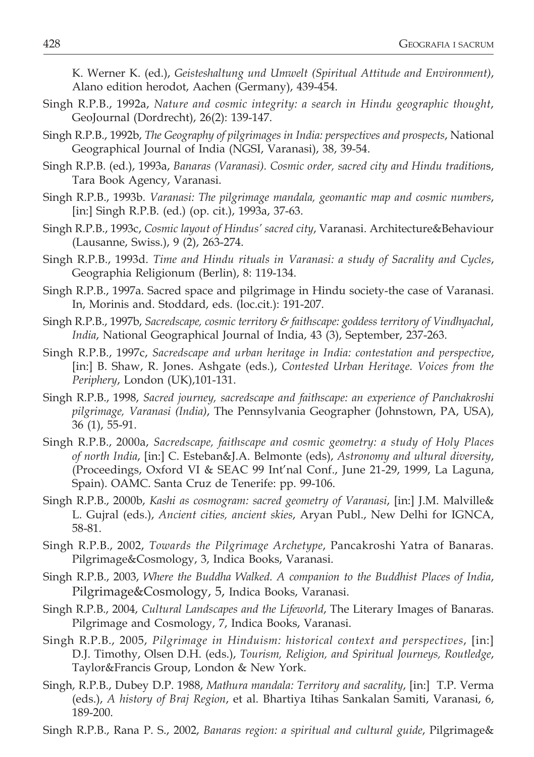K. Werner K. (ed.), *Geisteshaltung und Umwelt (Spiritual Attitude and Environment)*, Alano edition herodot, Aachen (Germany), 439-454.

Singh R.P.B., 1992a, *Nature and cosmic integrity: a search in Hindu geographic thought*, GeoJournal (Dordrecht), 26(2): 139-147.

Singh R.P.B., 1992b, *The Geography of pilgrimages in India: perspectives and prospects*, National Geographical Journal of India (NGSI, Varanasi), 38, 39-54.

Singh R.P.B. (ed.), 1993a, *Banaras (Varanasi). Cosmic order, sacred city and Hindu tradition*s, Tara Book Agency, Varanasi.

Singh R.P.B., 1993b. *Varanasi: The pilgrimage mandala, geomantic map and cosmic numbers*, [in:] Singh R.P.B. (ed.) (op. cit.), 1993a, 37-63.

Singh R.P.B., 1993c, *Cosmic layout of Hindus' sacred city*, Varanasi. Architecture&Behaviour (Lausanne, Swiss.), 9 (2), 263-274.

Singh R.P.B., 1993d. *Time and Hindu rituals in Varanasi: a study of Sacrality and Cycles*, Geographia Religionum (Berlin), 8: 119-134.

Singh R.P.B., 1997a. Sacred space and pilgrimage in Hindu society-the case of Varanasi. In, Morinis and. Stoddard, eds. (loc.cit.): 191-207.

Singh R.P.B., 1997b, *Sacredscape, cosmic territory & faithscape: goddess territory of Vindhyachal, India*, National Geographical Journal of India, 43 (3), September, 237-263.

Singh R.P.B., 1997c, *Sacredscape and urban heritage in India: contestation and perspective*, [in:] B. Shaw, R. Jones. Ashgate (eds.), *Contested Urban Heritage. Voices from the Periphery*, London (UK),101-131.

Singh R.P.B., 1998, *Sacred journey, sacredscape and faithscape: an experience of Panchakroshi pilgrimage, Varanasi (India)*, The Pennsylvania Geographer (Johnstown, PA, USA), 36 (1), 55-91.

Singh R.P.B., 2000a, *Sacredscape, faithscape and cosmic geometry: a study of Holy Places of north India*, [in:] C. Esteban&J.A. Belmonte (eds), *Astronomy and ultural diversity*, (Proceedings, Oxford VI & SEAC 99 Int'nal Conf., June 21-29, 1999, La Laguna, Spain). OAMC. Santa Cruz de Tenerife: pp. 99-106.

Singh R.P.B., 2000b, *Kashi as cosmogram: sacred geometry of Varanasi*, [in:] J.M. Malville& L. Gujral (eds.), *Ancient cities, ancient skies*, Aryan Publ., New Delhi for IGNCA, 58-81.

Singh R.P.B., 2002, *Towards the Pilgrimage Archetype*, Pancakroshi Yatra of Banaras. Pilgrimage&Cosmology, 3, Indica Books, Varanasi.

Singh R.P.B., 2003, *Where the Buddha Walked. A companion to the Buddhist Places of India*, Pilgrimage&Cosmology, 5, Indica Books, Varanasi.

Singh R.P.B., 2004, *Cultural Landscapes and the Lifeworld*, The Literary Images of Banaras. Pilgrimage and Cosmology, 7, Indica Books, Varanasi.

Singh R.P.B., 2005, *Pilgrimage in Hinduism: historical context and perspectives*, [in:] D.J. Timothy, Olsen D.H. (eds.), *Tourism, Religion, and Spiritual Journeys, Routledge*, Taylor&Francis Group, London & New York.

Singh, R.P.B., Dubey D.P. 1988, *Mathura mandala: Territory and sacrality*, [in:] T.P. Verma (eds.), *A history of Braj Region*, et al. Bhartiya Itihas Sankalan Samiti, Varanasi, 6, 189-200.

Singh R.P.B., Rana P. S., 2002, *Banaras region: a spiritual and cultural guide*, Pilgrimage&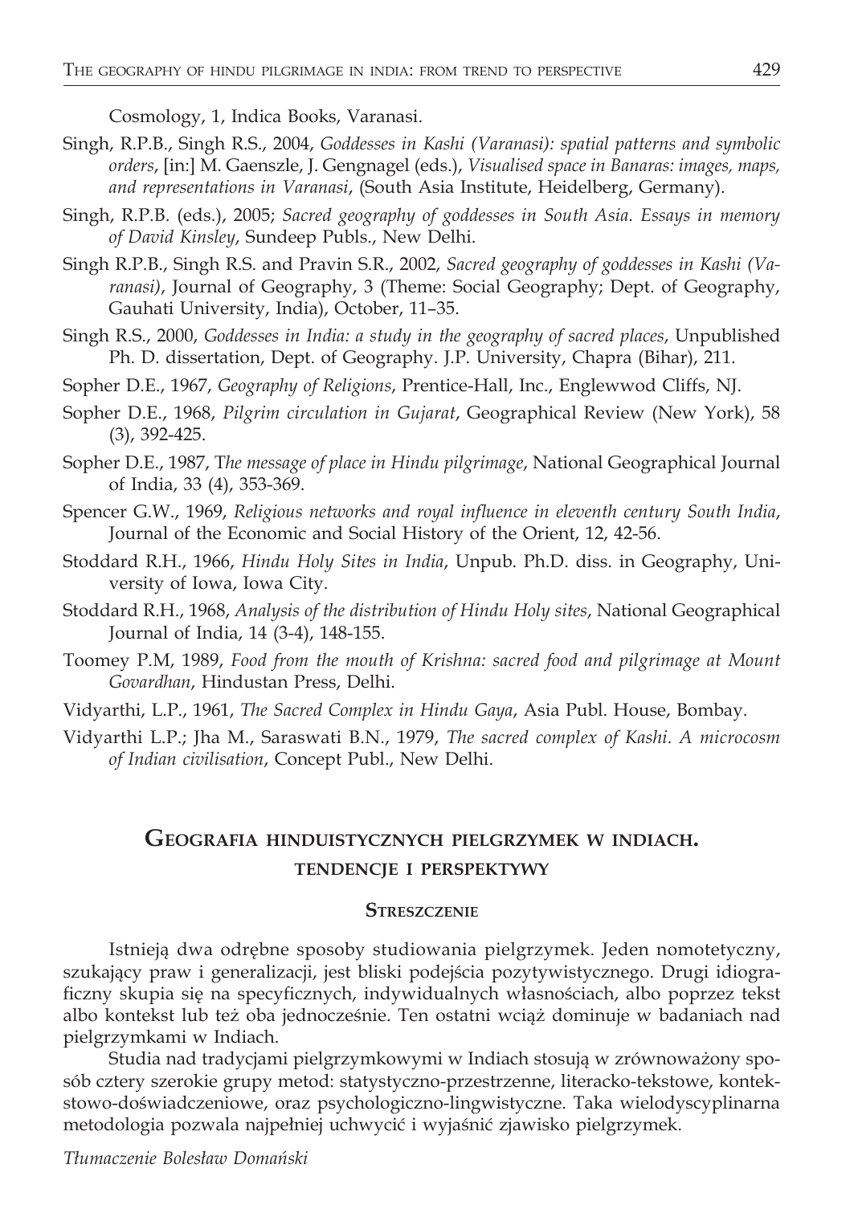Cosmology, 1, Indica Books, Varanasi.

Singh, R.P.B., Singh R.S., 2004, *Goddesses in Kashi (Varanasi): spatial patterns and symbolic orders*, [in:] M. Gaenszle, J. Gengnagel (eds.), *Visualised space in Banaras: images, maps, and representations in Varanasi*, (South Asia Institute, Heidelberg, Germany).

Singh, R.P.B. (eds.), 2005; *Sacred geography of goddesses in South Asia. Essays in memory of David Kinsley*, Sundeep Publs., New Delhi.

Singh R.P.B., Singh R.S. and Pravin S.R., 2002, *Sacred geography of goddesses in Kashi (Varanasi)*, Journal of Geography, 3 (Theme: Social Geography; Dept. of Geography, Gauhati University, India), October, 11–35.

Singh R.S., 2000, *Goddesses in India: a study in the geography of sacred places*, Unpublished Ph. D. dissertation, Dept. of Geography. J.P. University, Chapra (Bihar), 211.

Sopher D.E., 1967, *Geography of Religions*, Prentice-Hall, Inc., Englewwod Cliffs, NJ.

Sopher D.E., 1968, *Pilgrim circulation in Gujarat*, Geographical Review (New York), 58 (3), 392-425.

Sopher D.E., 1987, T*he message of place in Hindu pilgrimage*, National Geographical Journal of India, 33 (4), 353-369.

Spencer G.W., 1969, *Religious networks and royal influence in eleventh century South India*, Journal of the Economic and Social History of the Orient, 12, 42-56.

Stoddard R.H., 1966, *Hindu Holy Sites in India*, Unpub. Ph.D. diss. in Geography, University of Iowa, Iowa City.

Stoddard R.H., 1968, *Analysis of the distribution of Hindu Holy sites*, National Geographical Journal of India, 14 (3-4), 148-155.

Toomey P.M, 1989, *Food from the mouth of Krishna: sacred food and pilgrimage at Mount Govardhan*, Hindustan Press, Delhi.

Vidyarthi, L.P., 1961, *The Sacred Complex in Hindu Gaya*, Asia Publ. House, Bombay.

Vidyarthi L.P.; Jha M., Saraswati B.N., 1979, *The sacred complex of Kashi. A microcosm of Indian civilisation*, Concept Publ., New Delhi.

## Geografia hinduistycznych pielgrzymek w Indiach. Tendencje i perspektywy

### Streszczenie

Istnieją dwa odrębne sposoby studiowania pielgrzymek. Jeden nomotetyczny, szukający praw i generalizacji, jest bliski podejścia pozytywistycznego. Drugi idiograficzny skupia się na specyficznych, indywidualnych własnościach, albo poprzez tekst albo kontekst lub też oba jednocześnie. Ten ostatni wciąż dominuje w badaniach nad pielgrzymkami w Indiach.

Studia nad tradycjami pielgrzymkowymi w Indiach stosują w zrównoważony sposób cztery szerokie grupy metod: statystyczno-przestrzenne, literacko-tekstowe, kontekstowo-doświadczeniowe, oraz psychologiczno-lingwistyczne. Taka wielodyscyplinarna metodologia pozwala najpełniej uchwycić i wyjaśnić zjawisko pielgrzymek.

*Tłumaczenie Bolesław Domański*